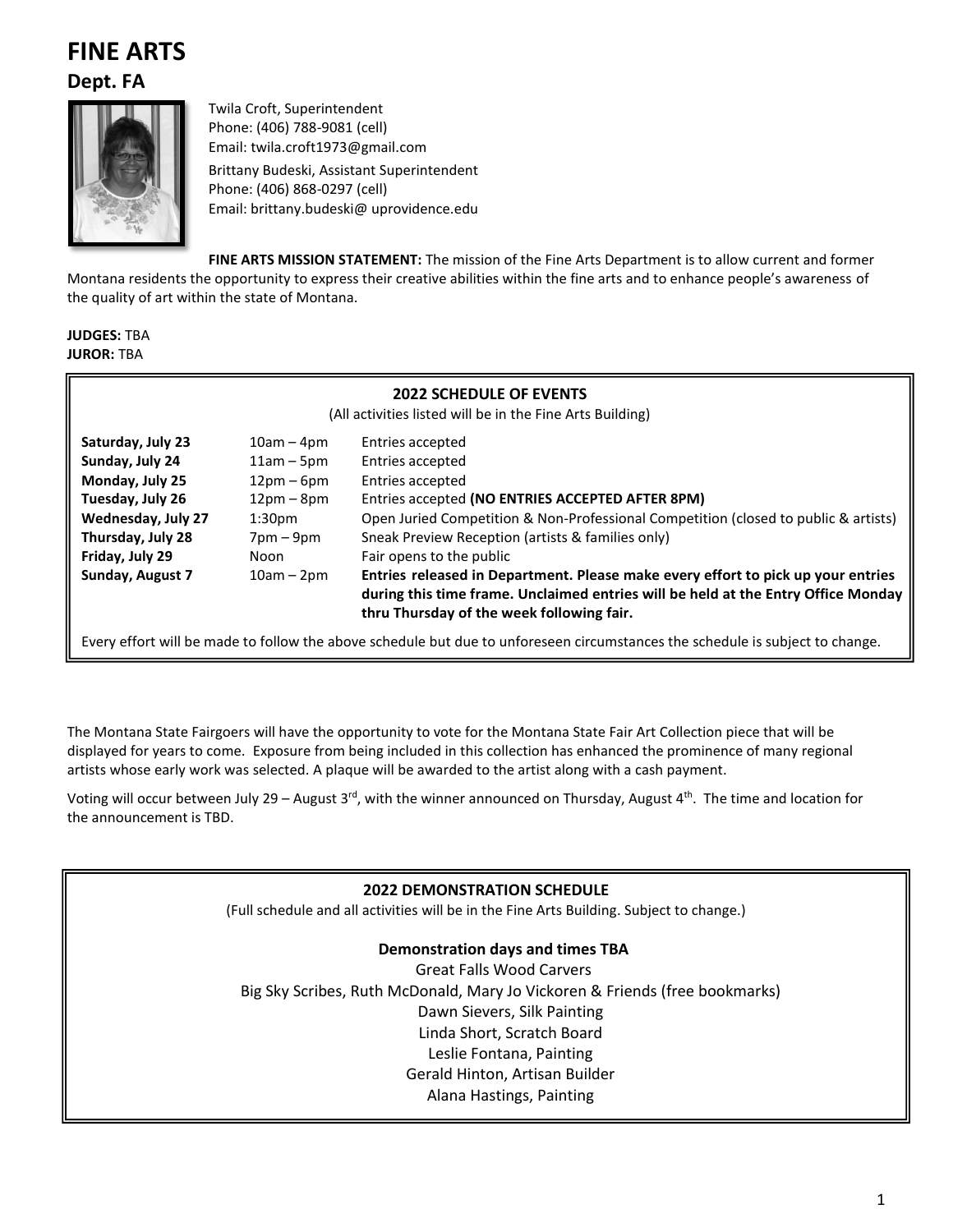# FINE ARTS

## Dept. FA

Twila Croft, Superintendent
Phone: (406) 788-9081 (cell)
Email: twila.croft1973@gmail.com

Brittany Budeski, Assistant Superintendent
Phone: (406) 868-0297 (cell)
Email: brittany.budeski@ uprovidence.edu

**FINE ARTS MISSION STATEMENT:** The mission of the Fine Arts Department is to allow current and former Montana residents the opportunity to express their creative abilities within the fine arts and to enhance people's awareness of the quality of art within the state of Montana.

**JUDGES:** TBA
**JUROR:** TBA

**2022 SCHEDULE OF EVENTS**
(All activities listed will be in the Fine Arts Building)

| | | |
|---|---|---|
| **Saturday, July 23** | 10am – 4pm | Entries accepted |
| **Sunday, July 24** | 11am – 5pm | Entries accepted |
| **Monday, July 25** | 12pm – 6pm | Entries accepted |
| **Tuesday, July 26** | 12pm – 8pm | Entries accepted **(NO ENTRIES ACCEPTED AFTER 8PM)** |
| **Wednesday, July 27** | 1:30pm | Open Juried Competition & Non-Professional Competition (closed to public & artists) |
| **Thursday, July 28** | 7pm – 9pm | Sneak Preview Reception (artists & families only) |
| **Friday, July 29** | Noon | Fair opens to the public |
| **Sunday, August 7** | 10am – 2pm | **Entries released in Department. Please make every effort to pick up your entries during this time frame. Unclaimed entries will be held at the Entry Office Monday thru Thursday of the week following fair.** |

Every effort will be made to follow the above schedule but due to unforeseen circumstances the schedule is subject to change.

The Montana State Fairgoers will have the opportunity to vote for the Montana State Fair Art Collection piece that will be displayed for years to come. Exposure from being included in this collection has enhanced the prominence of many regional artists whose early work was selected. A plaque will be awarded to the artist along with a cash payment.

Voting will occur between July 29 – August 3rd, with the winner announced on Thursday, August 4th. The time and location for the announcement is TBD.

**2022 DEMONSTRATION SCHEDULE**
(Full schedule and all activities will be in the Fine Arts Building. Subject to change.)

**Demonstration days and times TBA**

Great Falls Wood Carvers
Big Sky Scribes, Ruth McDonald, Mary Jo Vickoren & Friends (free bookmarks)
Dawn Sievers, Silk Painting
Linda Short, Scratch Board
Leslie Fontana, Painting
Gerald Hinton, Artisan Builder
Alana Hastings, Painting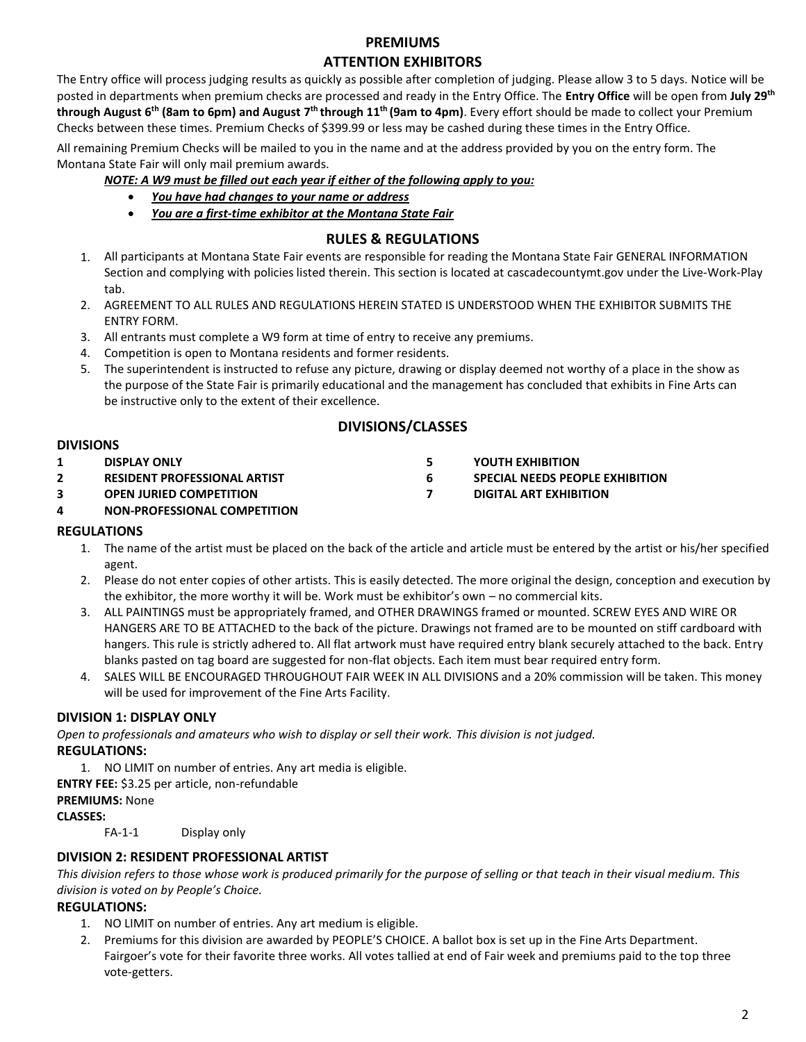## PREMIUMS

## ATTENTION EXHIBITORS

The Entry office will process judging results as quickly as possible after completion of judging. Please allow 3 to 5 days. Notice will be posted in departments when premium checks are processed and ready in the Entry Office. The **Entry Office** will be open from **July 29th through August 6th (8am to 6pm) and August 7th through 11th (9am to 4pm)**. Every effort should be made to collect your Premium Checks between these times. Premium Checks of $399.99 or less may be cashed during these times in the Entry Office.

All remaining Premium Checks will be mailed to you in the name and at the address provided by you on the entry form. The Montana State Fair will only mail premium awards.

***NOTE: A W9 must be filled out each year if either of the following apply to you:***

- ***You have had changes to your name or address***
- ***You are a first-time exhibitor at the Montana State Fair***

## RULES & REGULATIONS

1. All participants at Montana State Fair events are responsible for reading the Montana State Fair GENERAL INFORMATION Section and complying with policies listed therein. This section is located at cascadecountymt.gov under the Live-Work-Play tab.
2. AGREEMENT TO ALL RULES AND REGULATIONS HEREIN STATED IS UNDERSTOOD WHEN THE EXHIBITOR SUBMITS THE ENTRY FORM.
3. All entrants must complete a W9 form at time of entry to receive any premiums.
4. Competition is open to Montana residents and former residents.
5. The superintendent is instructed to refuse any picture, drawing or display deemed not worthy of a place in the show as the purpose of the State Fair is primarily educational and the management has concluded that exhibits in Fine Arts can be instructive only to the extent of their excellence.

## DIVISIONS/CLASSES

### DIVISIONS

| | |
|---|---|
| **1** | **DISPLAY ONLY** |
| **2** | **RESIDENT PROFESSIONAL ARTIST** |
| **3** | **OPEN JURIED COMPETITION** |
| **4** | **NON-PROFESSIONAL COMPETITION** |
| **5** | **YOUTH EXHIBITION** |
| **6** | **SPECIAL NEEDS PEOPLE EXHIBITION** |
| **7** | **DIGITAL ART EXHIBITION** |

### REGULATIONS

1. The name of the artist must be placed on the back of the article and article must be entered by the artist or his/her specified agent.
2. Please do not enter copies of other artists. This is easily detected. The more original the design, conception and execution by the exhibitor, the more worthy it will be. Work must be exhibitor's own – no commercial kits.
3. ALL PAINTINGS must be appropriately framed, and OTHER DRAWINGS framed or mounted. SCREW EYES AND WIRE OR HANGERS ARE TO BE ATTACHED to the back of the picture. Drawings not framed are to be mounted on stiff cardboard with hangers. This rule is strictly adhered to. All flat artwork must have required entry blank securely attached to the back. Entry blanks pasted on tag board are suggested for non-flat objects. Each item must bear required entry form.
4. SALES WILL BE ENCOURAGED THROUGHOUT FAIR WEEK IN ALL DIVISIONS and a 20% commission will be taken. This money will be used for improvement of the Fine Arts Facility.

### DIVISION 1: DISPLAY ONLY

*Open to professionals and amateurs who wish to display or sell their work. This division is not judged.*

**REGULATIONS:**

1. NO LIMIT on number of entries. Any art media is eligible.

**ENTRY FEE:** $3.25 per article, non-refundable

**PREMIUMS:** None

**CLASSES:**

FA-1-1 Display only

### DIVISION 2: RESIDENT PROFESSIONAL ARTIST

*This division refers to those whose work is produced primarily for the purpose of selling or that teach in their visual medium. This division is voted on by People's Choice.*

**REGULATIONS:**

1. NO LIMIT on number of entries. Any art medium is eligible.
2. Premiums for this division are awarded by PEOPLE'S CHOICE. A ballot box is set up in the Fine Arts Department. Fairgoer's vote for their favorite three works. All votes tallied at end of Fair week and premiums paid to the top three vote-getters.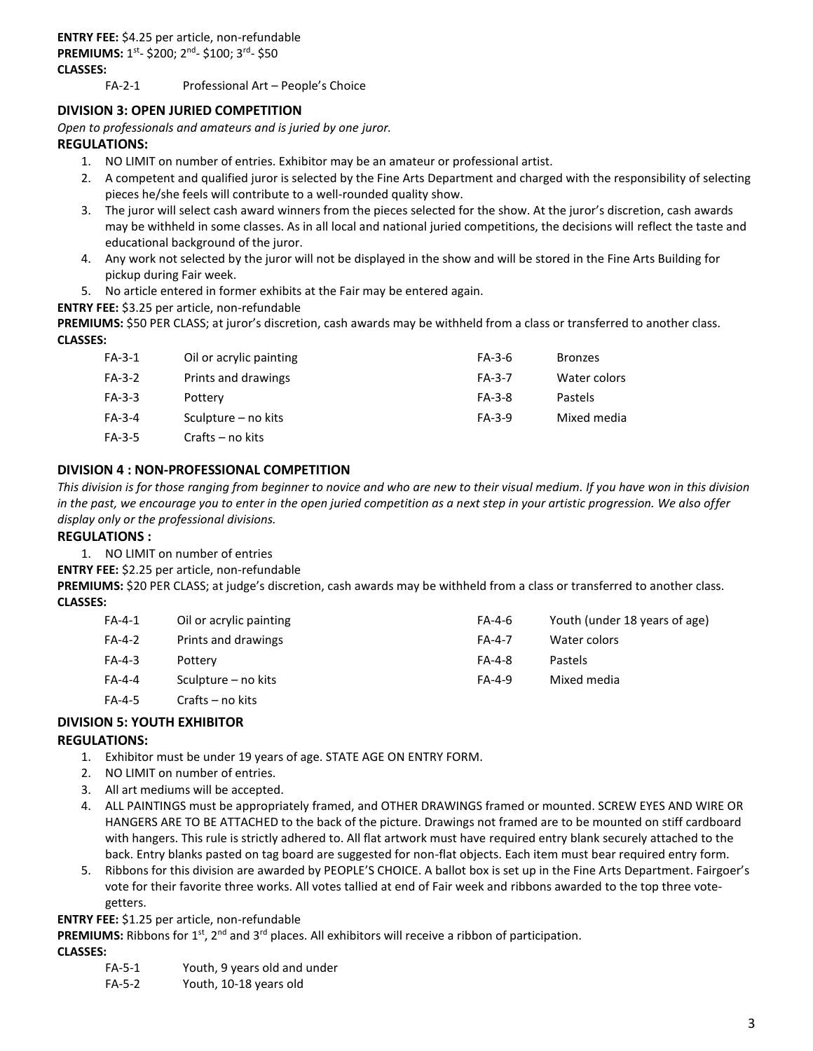**ENTRY FEE:** $4.25 per article, non-refundable
**PREMIUMS:** 1st- $200; 2nd- $100; 3rd- $50
**CLASSES:**

FA-2-1 Professional Art – People's Choice

### DIVISION 3: OPEN JURIED COMPETITION

*Open to professionals and amateurs and is juried by one juror.*

**REGULATIONS:**

1. NO LIMIT on number of entries. Exhibitor may be an amateur or professional artist.
2. A competent and qualified juror is selected by the Fine Arts Department and charged with the responsibility of selecting pieces he/she feels will contribute to a well-rounded quality show.
3. The juror will select cash award winners from the pieces selected for the show. At the juror's discretion, cash awards may be withheld in some classes. As in all local and national juried competitions, the decisions will reflect the taste and educational background of the juror.
4. Any work not selected by the juror will not be displayed in the show and will be stored in the Fine Arts Building for pickup during Fair week.
5. No article entered in former exhibits at the Fair may be entered again.

**ENTRY FEE:** $3.25 per article, non-refundable
**PREMIUMS:** $50 PER CLASS; at juror's discretion, cash awards may be withheld from a class or transferred to another class.
**CLASSES:**

| | | | |
|---|---|---|---|
| FA-3-1 | Oil or acrylic painting | FA-3-6 | Bronzes |
| FA-3-2 | Prints and drawings | FA-3-7 | Water colors |
| FA-3-3 | Pottery | FA-3-8 | Pastels |
| FA-3-4 | Sculpture – no kits | FA-3-9 | Mixed media |
| FA-3-5 | Crafts – no kits | | |

### DIVISION 4 : NON-PROFESSIONAL COMPETITION

*This division is for those ranging from beginner to novice and who are new to their visual medium. If you have won in this division in the past, we encourage you to enter in the open juried competition as a next step in your artistic progression. We also offer display only or the professional divisions.*

**REGULATIONS :**

1. NO LIMIT on number of entries

**ENTRY FEE:** $2.25 per article, non-refundable
**PREMIUMS:** $20 PER CLASS; at judge's discretion, cash awards may be withheld from a class or transferred to another class.
**CLASSES:**

| | | | |
|---|---|---|---|
| FA-4-1 | Oil or acrylic painting | FA-4-6 | Youth (under 18 years of age) |
| FA-4-2 | Prints and drawings | FA-4-7 | Water colors |
| FA-4-3 | Pottery | FA-4-8 | Pastels |
| FA-4-4 | Sculpture – no kits | FA-4-9 | Mixed media |
| FA-4-5 | Crafts – no kits | | |

### DIVISION 5: YOUTH EXHIBITOR

**REGULATIONS:**

1. Exhibitor must be under 19 years of age. STATE AGE ON ENTRY FORM.
2. NO LIMIT on number of entries.
3. All art mediums will be accepted.
4. ALL PAINTINGS must be appropriately framed, and OTHER DRAWINGS framed or mounted. SCREW EYES AND WIRE OR HANGERS ARE TO BE ATTACHED to the back of the picture. Drawings not framed are to be mounted on stiff cardboard with hangers. This rule is strictly adhered to. All flat artwork must have required entry blank securely attached to the back. Entry blanks pasted on tag board are suggested for non-flat objects. Each item must bear required entry form.
5. Ribbons for this division are awarded by PEOPLE'S CHOICE. A ballot box is set up in the Fine Arts Department. Fairgoer's vote for their favorite three works. All votes tallied at end of Fair week and ribbons awarded to the top three vote-getters.

**ENTRY FEE:** $1.25 per article, non-refundable
**PREMIUMS:** Ribbons for 1st, 2nd and 3rd places. All exhibitors will receive a ribbon of participation.
**CLASSES:**

FA-5-1 Youth, 9 years old and under
FA-5-2 Youth, 10-18 years old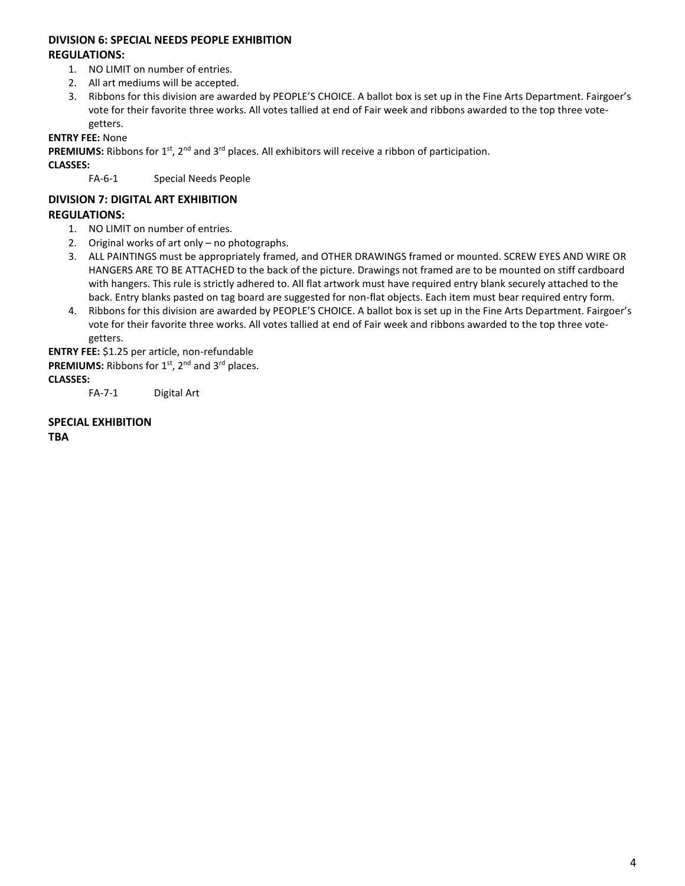**DIVISION 6: SPECIAL NEEDS PEOPLE EXHIBITION**

**REGULATIONS:**

1. NO LIMIT on number of entries.
2. All art mediums will be accepted.
3. Ribbons for this division are awarded by PEOPLE'S CHOICE. A ballot box is set up in the Fine Arts Department. Fairgoer's vote for their favorite three works. All votes tallied at end of Fair week and ribbons awarded to the top three vote-getters.

**ENTRY FEE:** None

**PREMIUMS:** Ribbons for 1st, 2nd and 3rd places. All exhibitors will receive a ribbon of participation.

**CLASSES:**

FA-6-1 Special Needs People

**DIVISION 7: DIGITAL ART EXHIBITION**

**REGULATIONS:**

1. NO LIMIT on number of entries.
2. Original works of art only – no photographs.
3. ALL PAINTINGS must be appropriately framed, and OTHER DRAWINGS framed or mounted. SCREW EYES AND WIRE OR HANGERS ARE TO BE ATTACHED to the back of the picture. Drawings not framed are to be mounted on stiff cardboard with hangers. This rule is strictly adhered to. All flat artwork must have required entry blank securely attached to the back. Entry blanks pasted on tag board are suggested for non-flat objects. Each item must bear required entry form.
4. Ribbons for this division are awarded by PEOPLE'S CHOICE. A ballot box is set up in the Fine Arts Department. Fairgoer's vote for their favorite three works. All votes tallied at end of Fair week and ribbons awarded to the top three vote-getters.

**ENTRY FEE:** $1.25 per article, non-refundable

**PREMIUMS:** Ribbons for 1st, 2nd and 3rd places.

**CLASSES:**

FA-7-1 Digital Art

**SPECIAL EXHIBITION**

**TBA**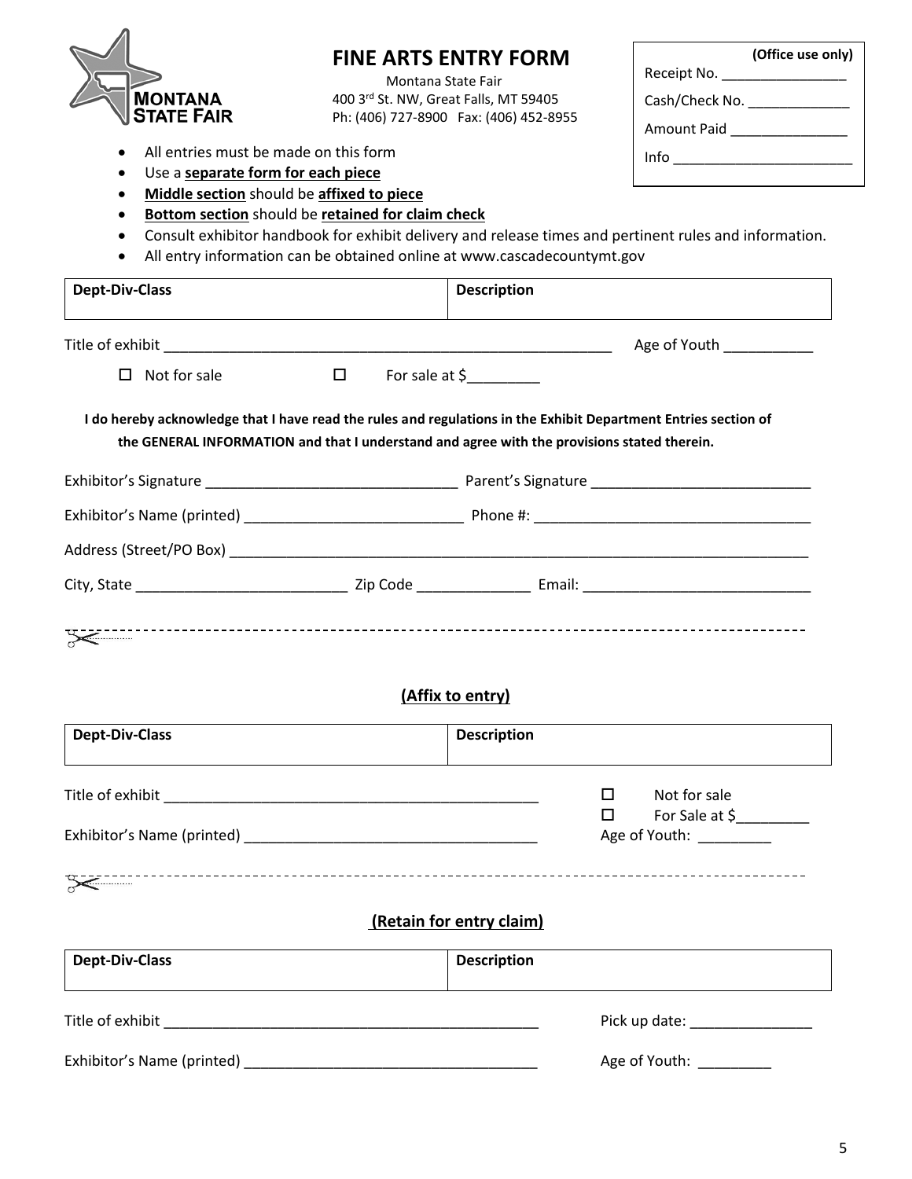# FINE ARTS ENTRY FORM

Montana State Fair
400 3rd St. NW, Great Falls, MT 59405
Ph: (406) 727-8900 Fax: (406) 452-8955

**(Office use only)**
Receipt No. ________________
Cash/Check No. _____________
Amount Paid _______________
Info ______________________

- All entries must be made on this form
- Use a **separate form for each piece**
- **Middle section** should be **affixed to piece**
- **Bottom section** should be **retained for claim check**
- Consult exhibitor handbook for exhibit delivery and release times and pertinent rules and information.
- All entry information can be obtained online at www.cascadecountymt.gov

| **Dept-Div-Class** | **Description** |
|---|---|
| | |

Title of exhibit ________________________________________________ Age of Youth ___________

☐ Not for sale ☐ For sale at $_________

**I do hereby acknowledge that I have read the rules and regulations in the Exhibit Department Entries section of the GENERAL INFORMATION and that I understand and agree with the provisions stated therein.**

Exhibitor's Signature _______________________________ Parent's Signature ___________________________

Exhibitor's Name (printed) ___________________________ Phone #: __________________________________

Address (Street/PO Box) __________________________________________________________________________

City, State __________________________ Zip Code ______________ Email: ____________________________

---

## (Affix to entry)

| **Dept-Div-Class** | **Description** |
|---|---|
| | |

Title of exhibit _______________________________________________ ☐ Not for sale

☐ For Sale at $_________

Exhibitor's Name (printed) ___________________________________ Age of Youth: _________

---

## (Retain for entry claim)

| **Dept-Div-Class** | **Description** |
|---|---|
| | |

Title of exhibit _______________________________________________ Pick up date: _______________

Exhibitor's Name (printed) ___________________________________ Age of Youth: _________